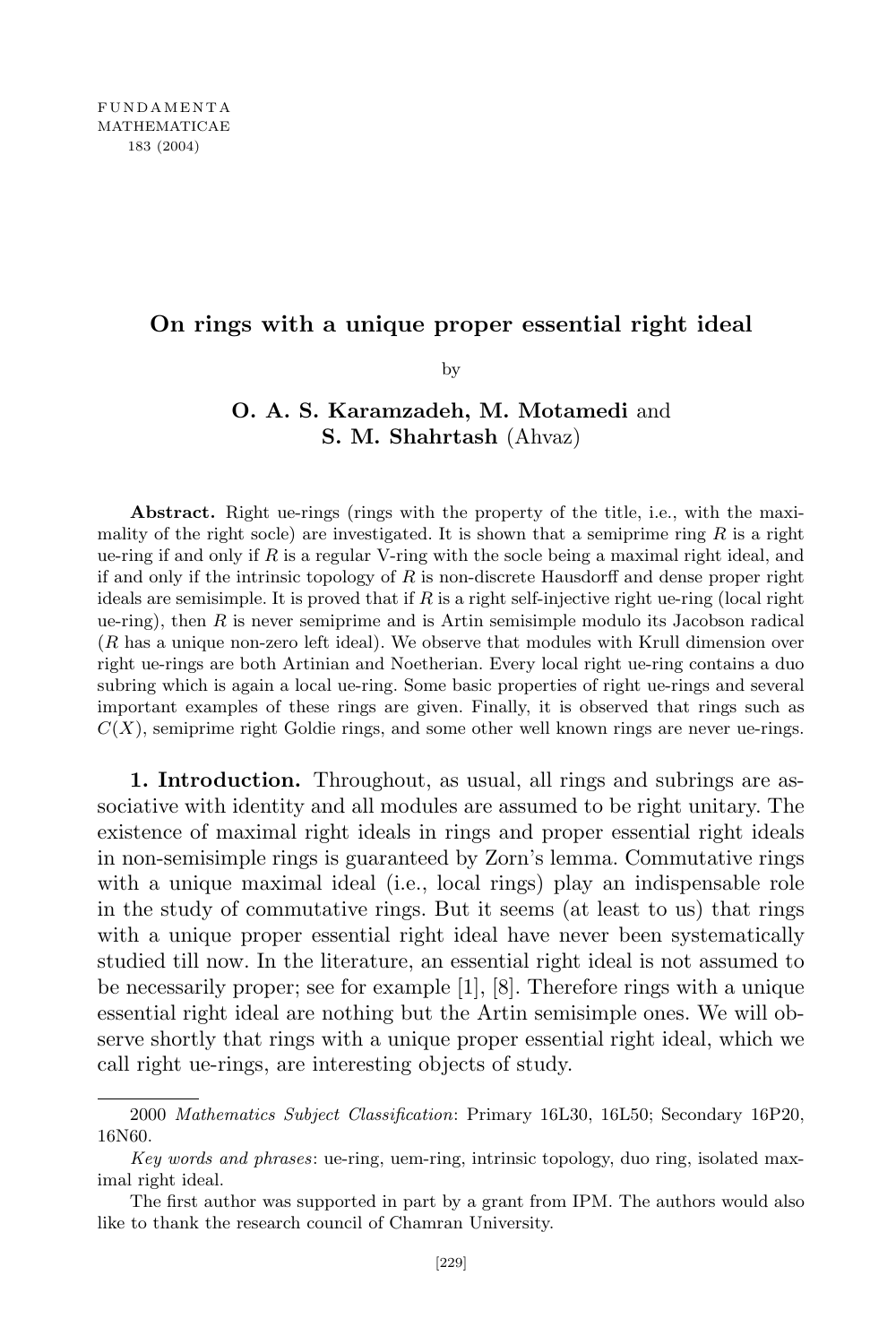# On rings with a unique proper essential right ideal

by

**O. A. S. Karamzadeh, M. Motamedi** and **S. M. Shahrtash** (Ahvaz)

**Abstract.** Right ue-rings (rings with the property of the title, i.e., with the maximality of the right socle) are investigated. It is shown that a semiprime ring $R$ is a right ue-ring if and only if $R$ is a regular V-ring with the socle being a maximal right ideal, and if and only if the intrinsic topology of $R$ is non-discrete Hausdorff and dense proper right ideals are semisimple. It is proved that if $R$ is a right self-injective right ue-ring (local right ue-ring), then $R$ is never semiprime and is Artin semisimple modulo its Jacobson radical ($R$ has a unique non-zero left ideal). We observe that modules with Krull dimension over right ue-rings are both Artinian and Noetherian. Every local right ue-ring contains a duo subring which is again a local ue-ring. Some basic properties of right ue-rings and several important examples of these rings are given. Finally, it is observed that rings such as $C(X)$, semiprime right Goldie rings, and some other well known rings are never ue-rings.

**1. Introduction.** Throughout, as usual, all rings and subrings are associative with identity and all modules are assumed to be right unitary. The existence of maximal right ideals in rings and proper essential right ideals in non-semisimple rings is guaranteed by Zorn's lemma. Commutative rings with a unique maximal ideal (i.e., local rings) play an indispensable role in the study of commutative rings. But it seems (at least to us) that rings with a unique proper essential right ideal have never been systematically studied till now. In the literature, an essential right ideal is not assumed to be necessarily proper; see for example [1], [8]. Therefore rings with a unique essential right ideal are nothing but the Artin semisimple ones. We will observe shortly that rings with a unique proper essential right ideal, which we call right ue-rings, are interesting objects of study.

---

2000 *Mathematics Subject Classification*: Primary 16L30, 16L50; Secondary 16P20, 16N60.

*Key words and phrases*: ue-ring, uem-ring, intrinsic topology, duo ring, isolated maximal right ideal.

The first author was supported in part by a grant from IPM. The authors would also like to thank the research council of Chamran University.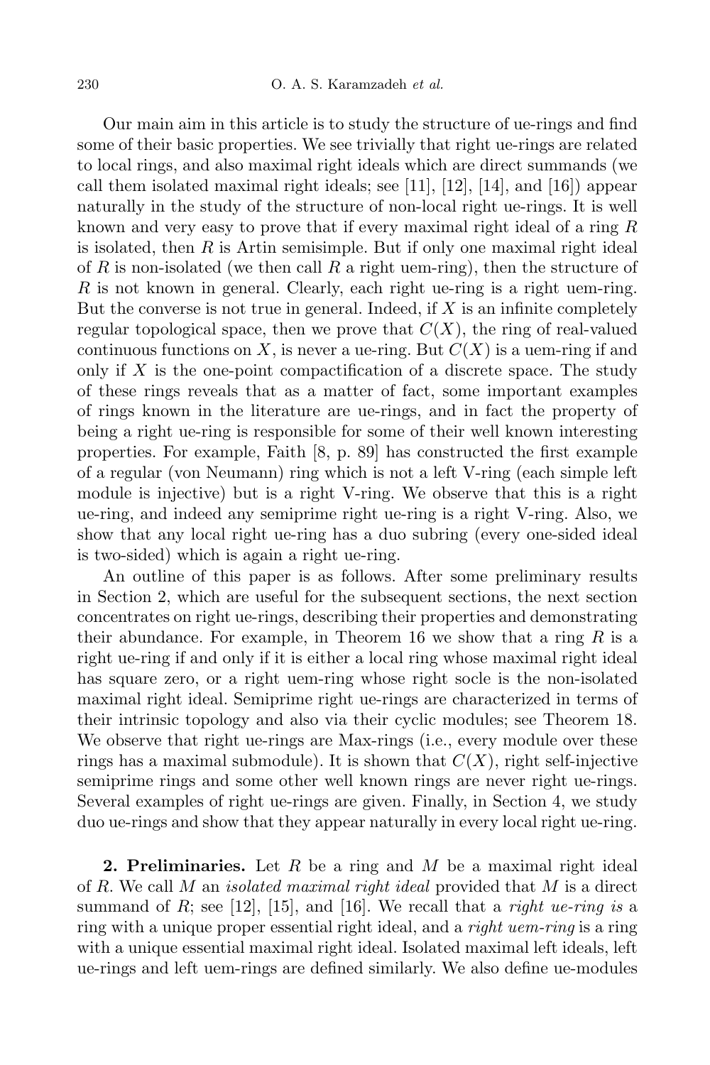Our main aim in this article is to study the structure of ue-rings and find some of their basic properties. We see trivially that right ue-rings are related to local rings, and also maximal right ideals which are direct summands (we call them isolated maximal right ideals; see [11], [12], [14], and [16]) appear naturally in the study of the structure of non-local right ue-rings. It is well known and very easy to prove that if every maximal right ideal of a ring $R$ is isolated, then $R$ is Artin semisimple. But if only one maximal right ideal of $R$ is non-isolated (we then call $R$ a right uem-ring), then the structure of $R$ is not known in general. Clearly, each right ue-ring is a right uem-ring. But the converse is not true in general. Indeed, if $X$ is an infinite completely regular topological space, then we prove that $C(X)$, the ring of real-valued continuous functions on $X$, is never a ue-ring. But $C(X)$ is a uem-ring if and only if $X$ is the one-point compactification of a discrete space. The study of these rings reveals that as a matter of fact, some important examples of rings known in the literature are ue-rings, and in fact the property of being a right ue-ring is responsible for some of their well known interesting properties. For example, Faith [8, p. 89] has constructed the first example of a regular (von Neumann) ring which is not a left V-ring (each simple left module is injective) but is a right V-ring. We observe that this is a right ue-ring, and indeed any semiprime right ue-ring is a right V-ring. Also, we show that any local right ue-ring has a duo subring (every one-sided ideal is two-sided) which is again a right ue-ring.

An outline of this paper is as follows. After some preliminary results in Section 2, which are useful for the subsequent sections, the next section concentrates on right ue-rings, describing their properties and demonstrating their abundance. For example, in Theorem 16 we show that a ring $R$ is a right ue-ring if and only if it is either a local ring whose maximal right ideal has square zero, or a right uem-ring whose right socle is the non-isolated maximal right ideal. Semiprime right ue-rings are characterized in terms of their intrinsic topology and also via their cyclic modules; see Theorem 18. We observe that right ue-rings are Max-rings (i.e., every module over these rings has a maximal submodule). It is shown that $C(X)$, right self-injective semiprime rings and some other well known rings are never right ue-rings. Several examples of right ue-rings are given. Finally, in Section 4, we study duo ue-rings and show that they appear naturally in every local right ue-ring.

**2. Preliminaries.** Let $R$ be a ring and $M$ be a maximal right ideal of $R$. We call $M$ an *isolated maximal right ideal* provided that $M$ is a direct summand of $R$; see [12], [15], and [16]. We recall that a *right ue-ring is* a ring with a unique proper essential right ideal, and a *right uem-ring* is a ring with a unique essential maximal right ideal. Isolated maximal left ideals, left ue-rings and left uem-rings are defined similarly. We also define ue-modules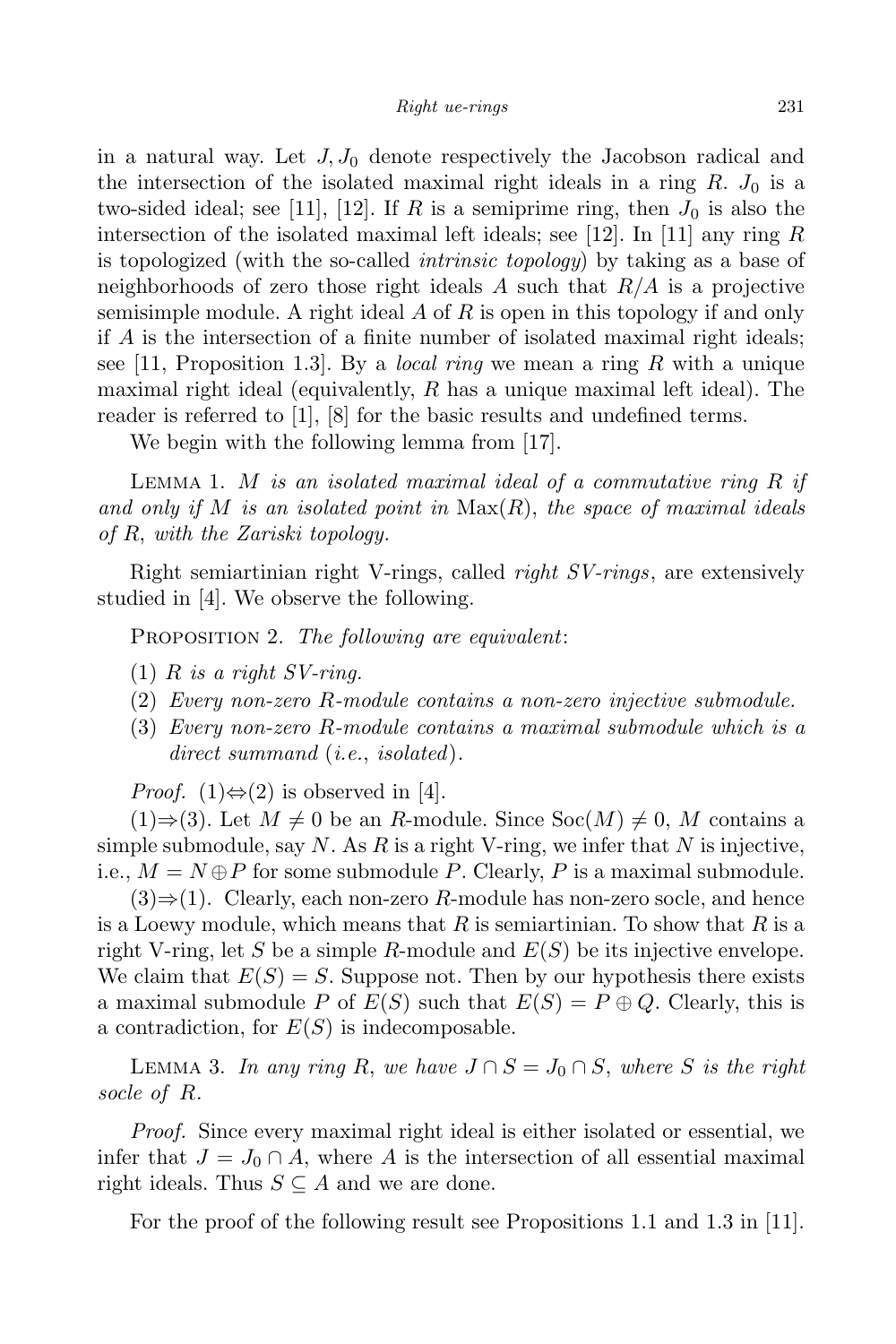in a natural way. Let $J, J_0$ denote respectively the Jacobson radical and the intersection of the isolated maximal right ideals in a ring $R$. $J_0$ is a two-sided ideal; see [11], [12]. If $R$ is a semiprime ring, then $J_0$ is also the intersection of the isolated maximal left ideals; see [12]. In [11] any ring $R$ is topologized (with the so-called *intrinsic topology*) by taking as a base of neighborhoods of zero those right ideals $A$ such that $R/A$ is a projective semisimple module. A right ideal $A$ of $R$ is open in this topology if and only if $A$ is the intersection of a finite number of isolated maximal right ideals; see [11, Proposition 1.3]. By a *local ring* we mean a ring $R$ with a unique maximal right ideal (equivalently, $R$ has a unique maximal left ideal). The reader is referred to [1], [8] for the basic results and undefined terms.

We begin with the following lemma from [17].

Lemma 1. *$M$ is an isolated maximal ideal of a commutative ring $R$ if and only if $M$ is an isolated point in $\mathrm{Max}(R)$, the space of maximal ideals of $R$, with the Zariski topology.*

Right semiartinian right V-rings, called *right SV-rings*, are extensively studied in [4]. We observe the following.

Proposition 2. *The following are equivalent*:

1. *$R$ is a right SV-ring.*
2. *Every non-zero $R$-module contains a non-zero injective submodule.*
3. *Every non-zero $R$-module contains a maximal submodule which is a direct summand* (*i.e.*, *isolated*).

*Proof.* (1)$\Leftrightarrow$(2) is observed in [4].

(1)$\Rightarrow$(3). Let $M \neq 0$ be an $R$-module. Since $\mathrm{Soc}(M) \neq 0$, $M$ contains a simple submodule, say $N$. As $R$ is a right V-ring, we infer that $N$ is injective, i.e., $M = N \oplus P$ for some submodule $P$. Clearly, $P$ is a maximal submodule.

(3)$\Rightarrow$(1). Clearly, each non-zero $R$-module has non-zero socle, and hence is a Loewy module, which means that $R$ is semiartinian. To show that $R$ is a right V-ring, let $S$ be a simple $R$-module and $E(S)$ be its injective envelope. We claim that $E(S) = S$. Suppose not. Then by our hypothesis there exists a maximal submodule $P$ of $E(S)$ such that $E(S) = P \oplus Q$. Clearly, this is a contradiction, for $E(S)$ is indecomposable.

Lemma 3. *In any ring $R$, we have $J \cap S = J_0 \cap S$, where $S$ is the right socle of $R$.*

*Proof.* Since every maximal right ideal is either isolated or essential, we infer that $J = J_0 \cap A$, where $A$ is the intersection of all essential maximal right ideals. Thus $S \subseteq A$ and we are done.

For the proof of the following result see Propositions 1.1 and 1.3 in [11].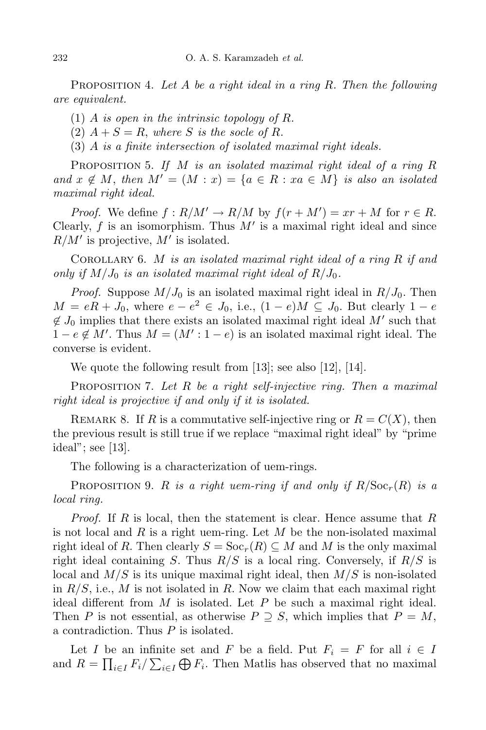Proposition 4. *Let $A$ be a right ideal in a ring $R$. Then the following are equivalent.*

(1) *$A$ is open in the intrinsic topology of $R$.*

(2) *$A + S = R$, where $S$ is the socle of $R$.*

(3) *$A$ is a finite intersection of isolated maximal right ideals.*

Proposition 5. *If $M$ is an isolated maximal right ideal of a ring $R$ and $x \notin M$, then $M' = (M : x) = \{a \in R : xa \in M\}$ is also an isolated maximal right ideal.*

*Proof.* We define $f : R/M' \to R/M$ by $f(r + M') = xr + M$ for $r \in R$. Clearly, $f$ is an isomorphism. Thus $M'$ is a maximal right ideal and since $R/M'$ is projective, $M'$ is isolated.

Corollary 6. *$M$ is an isolated maximal right ideal of a ring $R$ if and only if $M/J_0$ is an isolated maximal right ideal of $R/J_0$.*

*Proof.* Suppose $M/J_0$ is an isolated maximal right ideal in $R/J_0$. Then $M = eR + J_0$, where $e - e^2 \in J_0$, i.e., $(1 - e)M \subseteq J_0$. But clearly $1 - e \notin J_0$ implies that there exists an isolated maximal right ideal $M'$ such that $1 - e \notin M'$. Thus $M = (M' : 1 - e)$ is an isolated maximal right ideal. The converse is evident.

We quote the following result from [13]; see also [12], [14].

Proposition 7. *Let $R$ be a right self-injective ring. Then a maximal right ideal is projective if and only if it is isolated.*

Remark 8. If $R$ is a commutative self-injective ring or $R = C(X)$, then the previous result is still true if we replace "maximal right ideal" by "prime ideal"; see [13].

The following is a characterization of uem-rings.

Proposition 9. *$R$ is a right uem-ring if and only if $R/\mathrm{Soc}_r(R)$ is a local ring.*

*Proof.* If $R$ is local, then the statement is clear. Hence assume that $R$ is not local and $R$ is a right uem-ring. Let $M$ be the non-isolated maximal right ideal of $R$. Then clearly $S = \mathrm{Soc}_r(R) \subseteq M$ and $M$ is the only maximal right ideal containing $S$. Thus $R/S$ is a local ring. Conversely, if $R/S$ is local and $M/S$ is its unique maximal right ideal, then $M/S$ is non-isolated in $R/S$, i.e., $M$ is not isolated in $R$. Now we claim that each maximal right ideal different from $M$ is isolated. Let $P$ be such a maximal right ideal. Then $P$ is not essential, as otherwise $P \supseteq S$, which implies that $P = M$, a contradiction. Thus $P$ is isolated.

Let $I$ be an infinite set and $F$ be a field. Put $F_i = F$ for all $i \in I$ and $R = \prod_{i \in I} F_i / \sum_{i \in I} \bigoplus F_i$. Then Matlis has observed that no maximal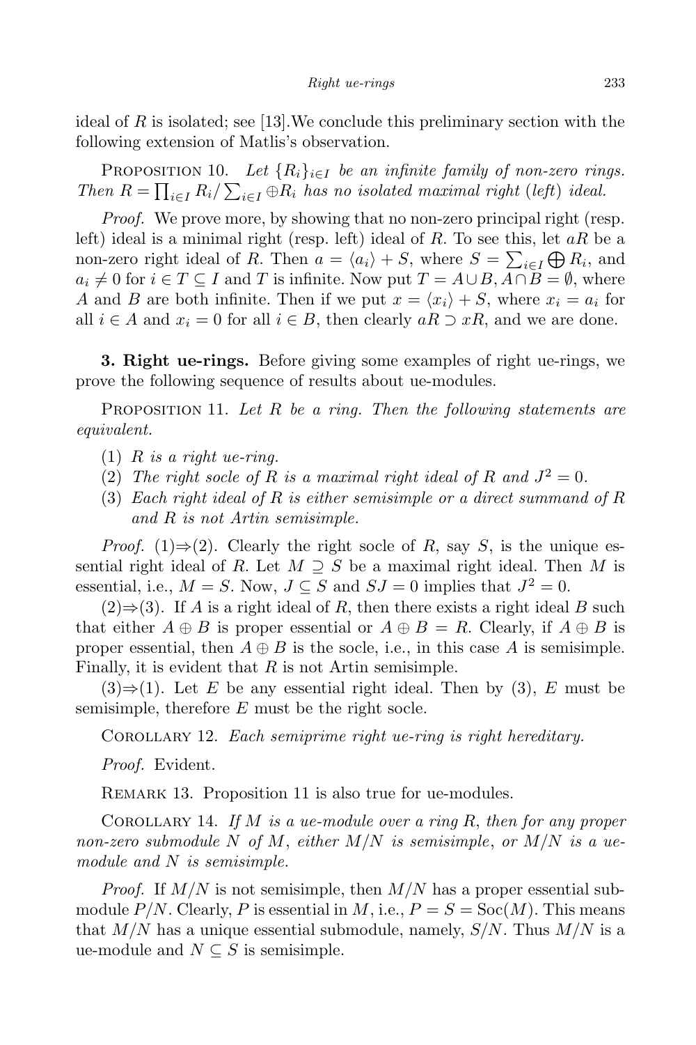ideal of $R$ is isolated; see [13].We conclude this preliminary section with the following extension of Matlis's observation.

Proposition 10. *Let $\{R_i\}_{i\in I}$ be an infinite family of non-zero rings. Then $R = \prod_{i\in I} R_i / \sum_{i\in I} \oplus R_i$ has no isolated maximal right (left) ideal.*

*Proof.* We prove more, by showing that no non-zero principal right (resp. left) ideal is a minimal right (resp. left) ideal of $R$. To see this, let $aR$ be a non-zero right ideal of $R$. Then $a = \langle a_i\rangle + S$, where $S = \sum_{i\in I} \bigoplus R_i$, and $a_i \neq 0$ for $i \in T \subseteq I$ and $T$ is infinite. Now put $T = A \cup B, A \cap B = \emptyset$, where $A$ and $B$ are both infinite. Then if we put $x = \langle x_i\rangle + S$, where $x_i = a_i$ for all $i \in A$ and $x_i = 0$ for all $i \in B$, then clearly $aR \supset xR$, and we are done.

**3. Right ue-rings.** Before giving some examples of right ue-rings, we prove the following sequence of results about ue-modules.

Proposition 11. *Let $R$ be a ring. Then the following statements are equivalent.*

1. *$R$ is a right ue-ring.*
2. *The right socle of $R$ is a maximal right ideal of $R$ and $J^2 = 0$.*
3. *Each right ideal of $R$ is either semisimple or a direct summand of $R$ and $R$ is not Artin semisimple.*

*Proof.* (1)⇒(2). Clearly the right socle of $R$, say $S$, is the unique essential right ideal of $R$. Let $M \supseteq S$ be a maximal right ideal. Then $M$ is essential, i.e., $M = S$. Now, $J \subseteq S$ and $SJ = 0$ implies that $J^2 = 0$.

(2)⇒(3). If $A$ is a right ideal of $R$, then there exists a right ideal $B$ such that either $A \oplus B$ is proper essential or $A \oplus B = R$. Clearly, if $A \oplus B$ is proper essential, then $A \oplus B$ is the socle, i.e., in this case $A$ is semisimple. Finally, it is evident that $R$ is not Artin semisimple.

(3)⇒(1). Let $E$ be any essential right ideal. Then by (3), $E$ must be semisimple, therefore $E$ must be the right socle.

Corollary 12. *Each semiprime right ue-ring is right hereditary.*

*Proof.* Evident.

Remark 13. Proposition 11 is also true for ue-modules.

Corollary 14. *If $M$ is a ue-module over a ring $R$, then for any proper non-zero submodule $N$ of $M$, either $M/N$ is semisimple, or $M/N$ is a ue-module and $N$ is semisimple.*

*Proof.* If $M/N$ is not semisimple, then $M/N$ has a proper essential submodule $P/N$. Clearly, $P$ is essential in $M$, i.e., $P = S = \mathrm{Soc}(M)$. This means that $M/N$ has a unique essential submodule, namely, $S/N$. Thus $M/N$ is a ue-module and $N \subseteq S$ is semisimple.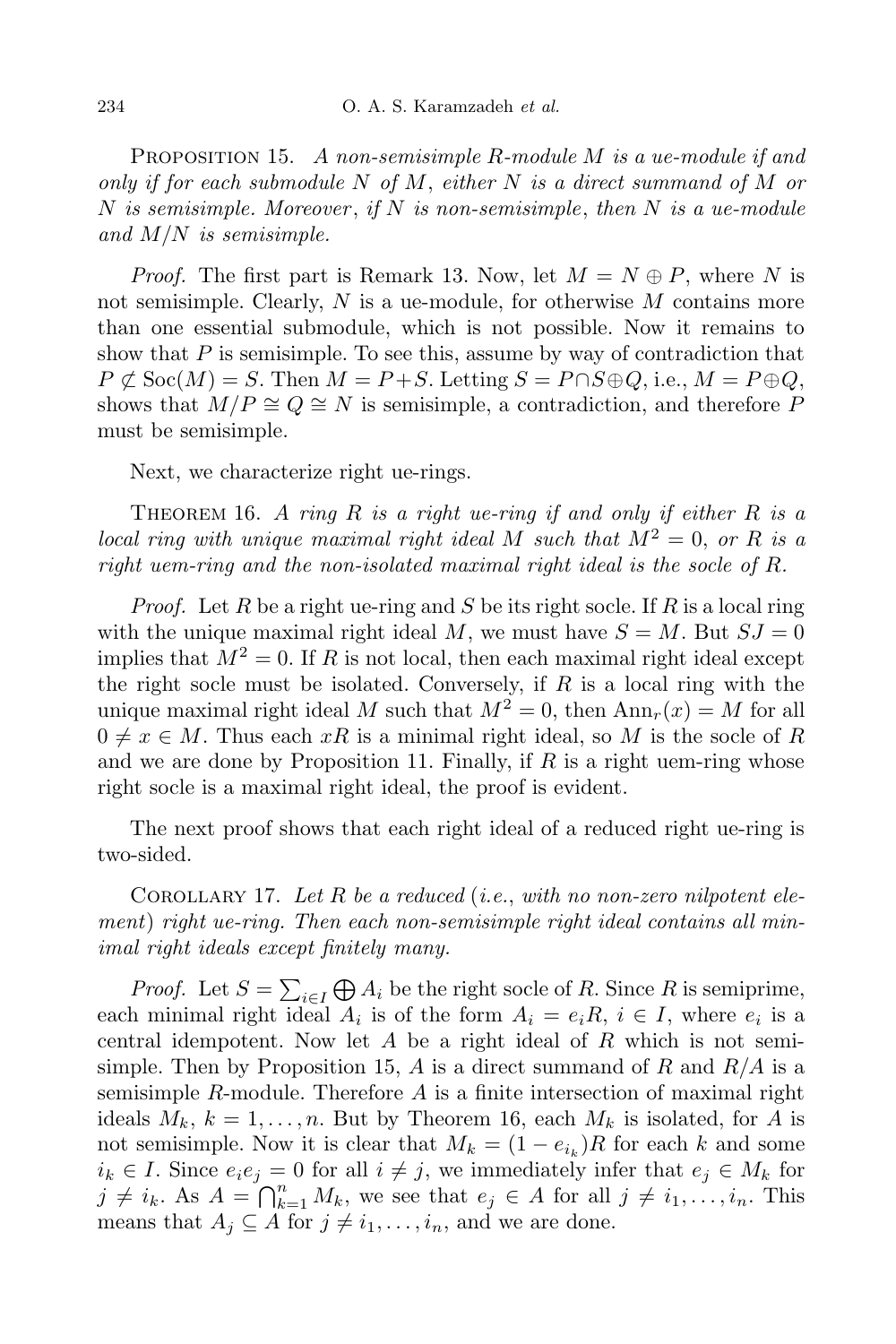Proposition 15. *A non-semisimple R-module M is a ue-module if and only if for each submodule N of M, either N is a direct summand of M or N is semisimple. Moreover, if N is non-semisimple, then N is a ue-module and M/N is semisimple.*

*Proof.* The first part is Remark 13. Now, let $M = N \oplus P$, where $N$ is not semisimple. Clearly, $N$ is a ue-module, for otherwise $M$ contains more than one essential submodule, which is not possible. Now it remains to show that $P$ is semisimple. To see this, assume by way of contradiction that $P \not\subseteq \mathrm{Soc}(M) = S$. Then $M = P + S$. Letting $S = P \cap S \oplus Q$, i.e., $M = P \oplus Q$, shows that $M/P \cong Q \cong N$ is semisimple, a contradiction, and therefore $P$ must be semisimple.

Next, we characterize right ue-rings.

Theorem 16. *A ring R is a right ue-ring if and only if either R is a local ring with unique maximal right ideal M such that $M^2 = 0$, or R is a right uem-ring and the non-isolated maximal right ideal is the socle of R.*

*Proof.* Let $R$ be a right ue-ring and $S$ be its right socle. If $R$ is a local ring with the unique maximal right ideal $M$, we must have $S = M$. But $SJ = 0$ implies that $M^2 = 0$. If $R$ is not local, then each maximal right ideal except the right socle must be isolated. Conversely, if $R$ is a local ring with the unique maximal right ideal $M$ such that $M^2 = 0$, then $\mathrm{Ann}_r(x) = M$ for all $0 \neq x \in M$. Thus each $xR$ is a minimal right ideal, so $M$ is the socle of $R$ and we are done by Proposition 11. Finally, if $R$ is a right uem-ring whose right socle is a maximal right ideal, the proof is evident.

The next proof shows that each right ideal of a reduced right ue-ring is two-sided.

Corollary 17. *Let R be a reduced (i.e., with no non-zero nilpotent element) right ue-ring. Then each non-semisimple right ideal contains all minimal right ideals except finitely many.*

*Proof.* Let $S = \sum_{i \in I} \bigoplus A_i$ be the right socle of $R$. Since $R$ is semiprime, each minimal right ideal $A_i$ is of the form $A_i = e_i R$, $i \in I$, where $e_i$ is a central idempotent. Now let $A$ be a right ideal of $R$ which is not semisimple. Then by Proposition 15, $A$ is a direct summand of $R$ and $R/A$ is a semisimple $R$-module. Therefore $A$ is a finite intersection of maximal right ideals $M_k$, $k = 1, \ldots, n$. But by Theorem 16, each $M_k$ is isolated, for $A$ is not semisimple. Now it is clear that $M_k = (1 - e_{i_k})R$ for each $k$ and some $i_k \in I$. Since $e_i e_j = 0$ for all $i \neq j$, we immediately infer that $e_j \in M_k$ for $j \neq i_k$. As $A = \bigcap_{k=1}^{n} M_k$, we see that $e_j \in A$ for all $j \neq i_1, \ldots, i_n$. This means that $A_j \subseteq A$ for $j \neq i_1, \ldots, i_n$, and we are done.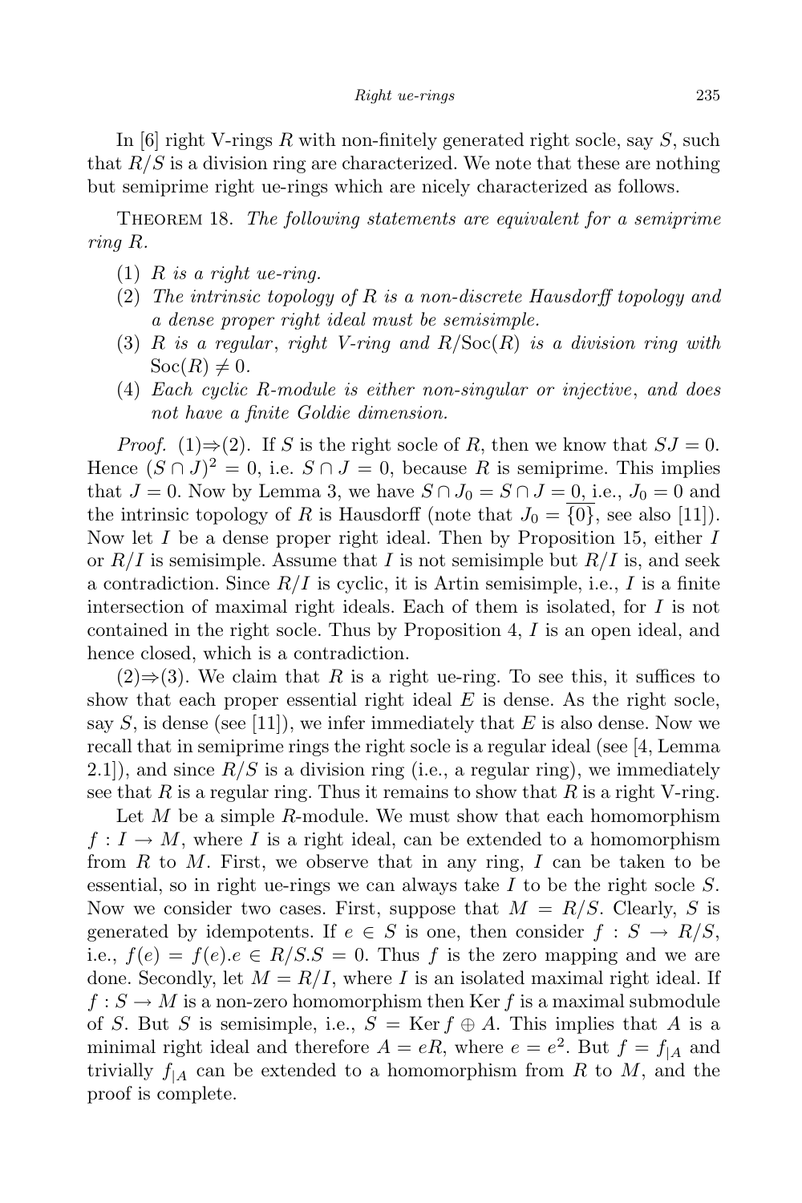In [6] right V-rings $R$ with non-finitely generated right socle, say $S$, such that $R/S$ is a division ring are characterized. We note that these are nothing but semiprime right ue-rings which are nicely characterized as follows.

THEOREM 18. *The following statements are equivalent for a semiprime ring $R$.*

1. *$R$ is a right ue-ring.*
2. *The intrinsic topology of $R$ is a non-discrete Hausdorff topology and a dense proper right ideal must be semisimple.*
3. *$R$ is a regular, right V-ring and $R/\mathrm{Soc}(R)$ is a division ring with $\mathrm{Soc}(R) \neq 0$.*
4. *Each cyclic $R$-module is either non-singular or injective, and does not have a finite Goldie dimension.*

*Proof.* (1)$\Rightarrow$(2). If $S$ is the right socle of $R$, then we know that $SJ = 0$. Hence $(S \cap J)^2 = 0$, i.e. $S \cap J = 0$, because $R$ is semiprime. This implies that $J = 0$. Now by Lemma 3, we have $S \cap J_0 = S \cap J = 0$, i.e., $J_0 = 0$ and the intrinsic topology of $R$ is Hausdorff (note that $J_0 = \overline{\{0\}}$, see also [11]). Now let $I$ be a dense proper right ideal. Then by Proposition 15, either $I$ or $R/I$ is semisimple. Assume that $I$ is not semisimple but $R/I$ is, and seek a contradiction. Since $R/I$ is cyclic, it is Artin semisimple, i.e., $I$ is a finite intersection of maximal right ideals. Each of them is isolated, for $I$ is not contained in the right socle. Thus by Proposition 4, $I$ is an open ideal, and hence closed, which is a contradiction.

(2)$\Rightarrow$(3). We claim that $R$ is a right ue-ring. To see this, it suffices to show that each proper essential right ideal $E$ is dense. As the right socle, say $S$, is dense (see [11]), we infer immediately that $E$ is also dense. Now we recall that in semiprime rings the right socle is a regular ideal (see [4, Lemma 2.1]), and since $R/S$ is a division ring (i.e., a regular ring), we immediately see that $R$ is a regular ring. Thus it remains to show that $R$ is a right V-ring.

Let $M$ be a simple $R$-module. We must show that each homomorphism $f : I \to M$, where $I$ is a right ideal, can be extended to a homomorphism from $R$ to $M$. First, we observe that in any ring, $I$ can be taken to be essential, so in right ue-rings we can always take $I$ to be the right socle $S$. Now we consider two cases. First, suppose that $M = R/S$. Clearly, $S$ is generated by idempotents. If $e \in S$ is one, then consider $f : S \to R/S$, i.e., $f(e) = f(e).e \in R/S.S = 0$. Thus $f$ is the zero mapping and we are done. Secondly, let $M = R/I$, where $I$ is an isolated maximal right ideal. If $f : S \to M$ is a non-zero homomorphism then $\operatorname{Ker} f$ is a maximal submodule of $S$. But $S$ is semisimple, i.e., $S = \operatorname{Ker} f \oplus A$. This implies that $A$ is a minimal right ideal and therefore $A = eR$, where $e = e^2$. But $f = f_{|A}$ and trivially $f_{|A}$ can be extended to a homomorphism from $R$ to $M$, and the proof is complete.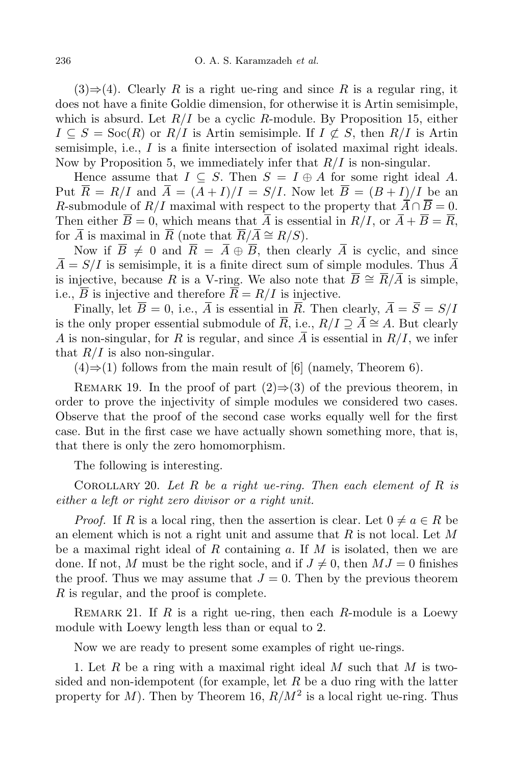(3)⇒(4). Clearly $R$ is a right ue-ring and since $R$ is a regular ring, it does not have a finite Goldie dimension, for otherwise it is Artin semisimple, which is absurd. Let $R/I$ be a cyclic $R$-module. By Proposition 15, either $I \subseteq S = \mathrm{Soc}(R)$ or $R/I$ is Artin semisimple. If $I \not\subseteq S$, then $R/I$ is Artin semisimple, i.e., $I$ is a finite intersection of isolated maximal right ideals. Now by Proposition 5, we immediately infer that $R/I$ is non-singular.

Hence assume that $I \subseteq S$. Then $S = I \oplus A$ for some right ideal $A$. Put $\overline{R} = R/I$ and $\overline{A} = (A+I)/I = S/I$. Now let $\overline{B} = (B+I)/I$ be an $R$-submodule of $R/I$ maximal with respect to the property that $\overline{A} \cap \overline{B} = 0$. Then either $\overline{B} = 0$, which means that $\overline{A}$ is essential in $R/I$, or $\overline{A} + \overline{B} = \overline{R}$, for $\overline{A}$ is maximal in $\overline{R}$ (note that $\overline{R}/\overline{A} \cong R/S$).

Now if $\overline{B} \neq 0$ and $\overline{R} = \overline{A} \oplus \overline{B}$, then clearly $\overline{A}$ is cyclic, and since $\overline{A} = S/I$ is semisimple, it is a finite direct sum of simple modules. Thus $\overline{A}$ is injective, because $R$ is a V-ring. We also note that $\overline{B} \cong \overline{R}/\overline{A}$ is simple, i.e., $\overline{B}$ is injective and therefore $\overline{R} = R/I$ is injective.

Finally, let $\overline{B} = 0$, i.e., $\overline{A}$ is essential in $\overline{R}$. Then clearly, $\overline{A} = \overline{S} = S/I$ is the only proper essential submodule of $\overline{R}$, i.e., $R/I \supseteq \overline{A} \cong A$. But clearly $A$ is non-singular, for $R$ is regular, and since $\overline{A}$ is essential in $R/I$, we infer that $R/I$ is also non-singular.

(4)⇒(1) follows from the main result of [6] (namely, Theorem 6).

Remark 19. In the proof of part (2)⇒(3) of the previous theorem, in order to prove the injectivity of simple modules we considered two cases. Observe that the proof of the second case works equally well for the first case. But in the first case we have actually shown something more, that is, that there is only the zero homomorphism.

The following is interesting.

Corollary 20. *Let $R$ be a right ue-ring. Then each element of $R$ is either a left or right zero divisor or a right unit.*

*Proof.* If $R$ is a local ring, then the assertion is clear. Let $0 \neq a \in R$ be an element which is not a right unit and assume that $R$ is not local. Let $M$ be a maximal right ideal of $R$ containing $a$. If $M$ is isolated, then we are done. If not, $M$ must be the right socle, and if $J \neq 0$, then $MJ = 0$ finishes the proof. Thus we may assume that $J = 0$. Then by the previous theorem $R$ is regular, and the proof is complete.

Remark 21. If $R$ is a right ue-ring, then each $R$-module is a Loewy module with Loewy length less than or equal to 2.

Now we are ready to present some examples of right ue-rings.

1. Let $R$ be a ring with a maximal right ideal $M$ such that $M$ is two-sided and non-idempotent (for example, let $R$ be a duo ring with the latter property for $M$). Then by Theorem 16, $R/M^2$ is a local right ue-ring. Thus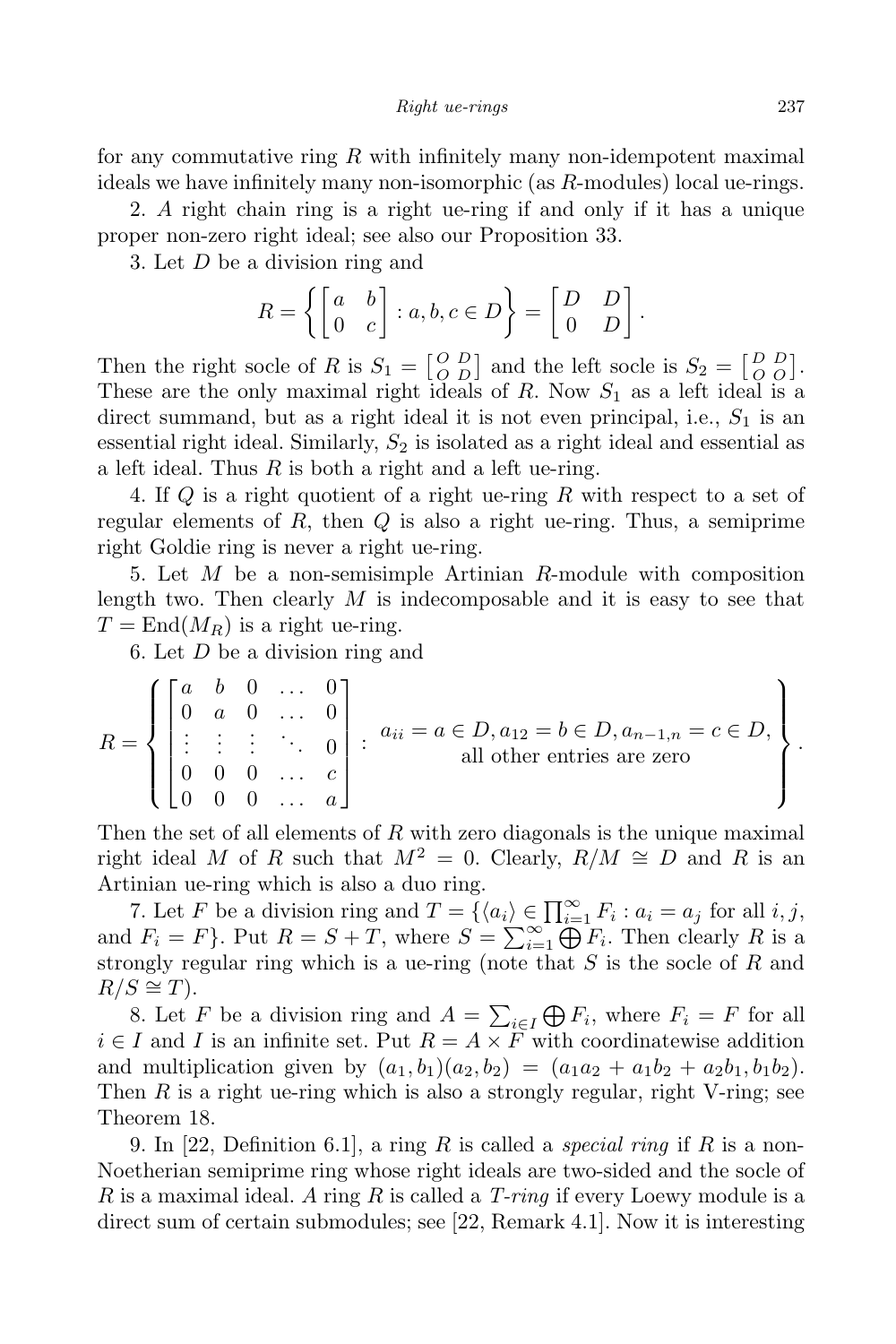for any commutative ring $R$ with infinitely many non-idempotent maximal ideals we have infinitely many non-isomorphic (as $R$-modules) local ue-rings.

2. A right chain ring is a right ue-ring if and only if it has a unique proper non-zero right ideal; see also our Proposition 33.

3. Let $D$ be a division ring and

$$R = \left\{ \begin{bmatrix} a & b \\ 0 & c \end{bmatrix} : a, b, c \in D \right\} = \begin{bmatrix} D & D \\ 0 & D \end{bmatrix}.$$

Then the right socle of $R$ is $S_1 = \left[\begin{smallmatrix} O & D \\ O & D \end{smallmatrix}\right]$ and the left socle is $S_2 = \left[\begin{smallmatrix} D & D \\ O & O \end{smallmatrix}\right]$. These are the only maximal right ideals of $R$. Now $S_1$ as a left ideal is a direct summand, but as a right ideal it is not even principal, i.e., $S_1$ is an essential right ideal. Similarly, $S_2$ is isolated as a right ideal and essential as a left ideal. Thus $R$ is both a right and a left ue-ring.

4. If $Q$ is a right quotient of a right ue-ring $R$ with respect to a set of regular elements of $R$, then $Q$ is also a right ue-ring. Thus, a semiprime right Goldie ring is never a right ue-ring.

5. Let $M$ be a non-semisimple Artinian $R$-module with composition length two. Then clearly $M$ is indecomposable and it is easy to see that $T = \mathrm{End}(M_R)$ is a right ue-ring.

6. Let $D$ be a division ring and

$$R = \left\{ \begin{bmatrix} a & b & 0 & \dots & 0 \\ 0 & a & 0 & \dots & 0 \\ \vdots & \vdots & \vdots & \ddots & 0 \\ 0 & 0 & 0 & \dots & c \\ 0 & 0 & 0 & \dots & a \end{bmatrix} : \begin{array}{c} a_{ii} = a \in D, a_{12} = b \in D, a_{n-1,n} = c \in D, \\ \text{all other entries are zero} \end{array} \right\}.$$

Then the set of all elements of $R$ with zero diagonals is the unique maximal right ideal $M$ of $R$ such that $M^2 = 0$. Clearly, $R/M \cong D$ and $R$ is an Artinian ue-ring which is also a duo ring.

7. Let $F$ be a division ring and $T = \{\langle a_i \rangle \in \prod_{i=1}^{\infty} F_i : a_i = a_j$ for all $i, j$, and $F_i = F\}$. Put $R = S + T$, where $S = \sum_{i=1}^{\infty} \bigoplus F_i$. Then clearly $R$ is a strongly regular ring which is a ue-ring (note that $S$ is the socle of $R$ and $R/S \cong T$).

8. Let $F$ be a division ring and $A = \sum_{i \in I} \bigoplus F_i$, where $F_i = F$ for all $i \in I$ and $I$ is an infinite set. Put $R = A \times F$ with coordinatewise addition and multiplication given by $(a_1, b_1)(a_2, b_2) = (a_1 a_2 + a_1 b_2 + a_2 b_1, b_1 b_2)$. Then $R$ is a right ue-ring which is also a strongly regular, right V-ring; see Theorem 18.

9. In [22, Definition 6.1], a ring $R$ is called a *special ring* if $R$ is a non-Noetherian semiprime ring whose right ideals are two-sided and the socle of $R$ is a maximal ideal. A ring $R$ is called a *T-ring* if every Loewy module is a direct sum of certain submodules; see [22, Remark 4.1]. Now it is interesting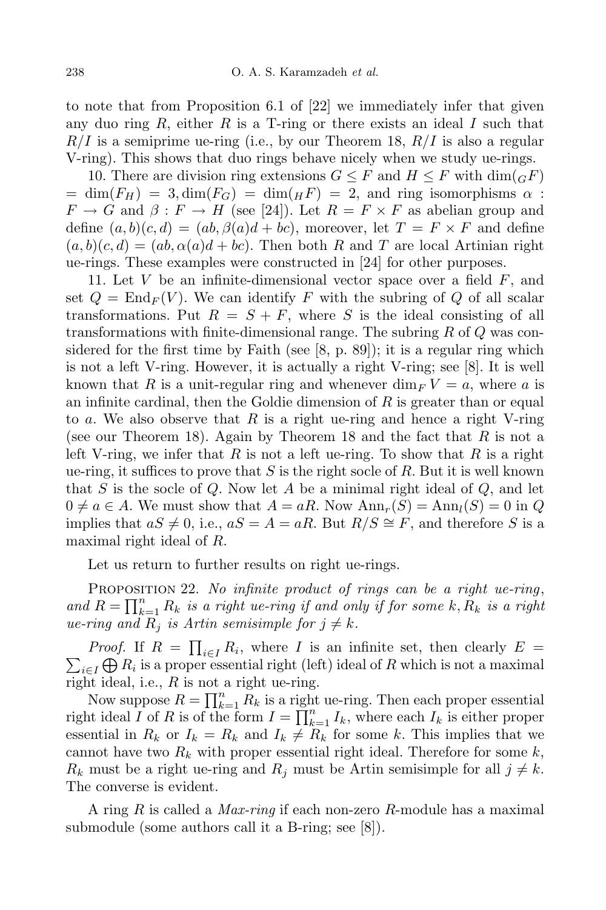to note that from Proposition 6.1 of [22] we immediately infer that given any duo ring $R$, either $R$ is a T-ring or there exists an ideal $I$ such that $R/I$ is a semiprime ue-ring (i.e., by our Theorem 18, $R/I$ is also a regular V-ring). This shows that duo rings behave nicely when we study ue-rings.

10. There are division ring extensions $G \leq F$ and $H \leq F$ with $\dim({}_G F) = \dim(F_H) = 3, \dim(F_G) = \dim({}_H F) = 2$, and ring isomorphisms $\alpha : F \to G$ and $\beta : F \to H$ (see [24]). Let $R = F \times F$ as abelian group and define $(a, b)(c, d) = (ab, \beta(a)d + bc)$, moreover, let $T = F \times F$ and define $(a, b)(c, d) = (ab, \alpha(a)d + bc)$. Then both $R$ and $T$ are local Artinian right ue-rings. These examples were constructed in [24] for other purposes.

11. Let $V$ be an infinite-dimensional vector space over a field $F$, and set $Q = \mathrm{End}_F(V)$. We can identify $F$ with the subring of $Q$ of all scalar transformations. Put $R = S + F$, where $S$ is the ideal consisting of all transformations with finite-dimensional range. The subring $R$ of $Q$ was considered for the first time by Faith (see [8, p. 89]); it is a regular ring which is not a left V-ring. However, it is actually a right V-ring; see [8]. It is well known that $R$ is a unit-regular ring and whenever $\dim_F V = a$, where $a$ is an infinite cardinal, then the Goldie dimension of $R$ is greater than or equal to $a$. We also observe that $R$ is a right ue-ring and hence a right V-ring (see our Theorem 18). Again by Theorem 18 and the fact that $R$ is not a left V-ring, we infer that $R$ is not a left ue-ring. To show that $R$ is a right ue-ring, it suffices to prove that $S$ is the right socle of $R$. But it is well known that $S$ is the socle of $Q$. Now let $A$ be a minimal right ideal of $Q$, and let $0 \neq a \in A$. We must show that $A = aR$. Now $\mathrm{Ann}_r(S) = \mathrm{Ann}_l(S) = 0$ in $Q$ implies that $aS \neq 0$, i.e., $aS = A = aR$. But $R/S \cong F$, and therefore $S$ is a maximal right ideal of $R$.

Let us return to further results on right ue-rings.

Proposition 22. *No infinite product of rings can be a right ue-ring, and $R = \prod_{k=1}^{n} R_k$ is a right ue-ring if and only if for some $k$, $R_k$ is a right ue-ring and $R_j$ is Artin semisimple for $j \neq k$.*

*Proof.* If $R = \prod_{i \in I} R_i$, where $I$ is an infinite set, then clearly $E = \sum_{i \in I} \bigoplus R_i$ is a proper essential right (left) ideal of $R$ which is not a maximal right ideal, i.e., $R$ is not a right ue-ring.

Now suppose $R = \prod_{k=1}^{n} R_k$ is a right ue-ring. Then each proper essential right ideal $I$ of $R$ is of the form $I = \prod_{k=1}^{n} I_k$, where each $I_k$ is either proper essential in $R_k$ or $I_k = R_k$ and $I_k \neq R_k$ for some $k$. This implies that we cannot have two $R_k$ with proper essential right ideal. Therefore for some $k$, $R_k$ must be a right ue-ring and $R_j$ must be Artin semisimple for all $j \neq k$. The converse is evident.

A ring $R$ is called a *Max-ring* if each non-zero $R$-module has a maximal submodule (some authors call it a B-ring; see [8]).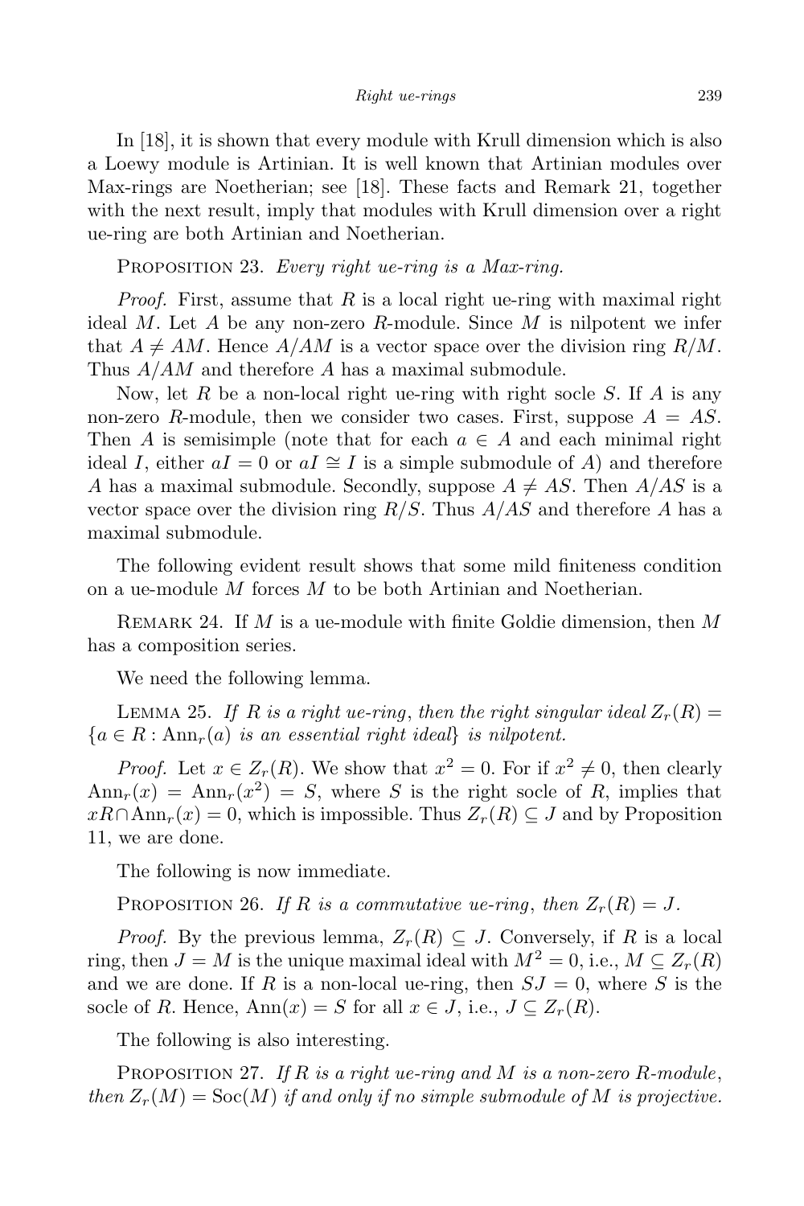In [18], it is shown that every module with Krull dimension which is also a Loewy module is Artinian. It is well known that Artinian modules over Max-rings are Noetherian; see [18]. These facts and Remark 21, together with the next result, imply that modules with Krull dimension over a right ue-ring are both Artinian and Noetherian.

PROPOSITION 23. *Every right ue-ring is a Max-ring.*

*Proof.* First, assume that $R$ is a local right ue-ring with maximal right ideal $M$. Let $A$ be any non-zero $R$-module. Since $M$ is nilpotent we infer that $A \neq AM$. Hence $A/AM$ is a vector space over the division ring $R/M$. Thus $A/AM$ and therefore $A$ has a maximal submodule.

Now, let $R$ be a non-local right ue-ring with right socle $S$. If $A$ is any non-zero $R$-module, then we consider two cases. First, suppose $A = AS$. Then $A$ is semisimple (note that for each $a \in A$ and each minimal right ideal $I$, either $aI = 0$ or $aI \cong I$ is a simple submodule of $A$) and therefore $A$ has a maximal submodule. Secondly, suppose $A \neq AS$. Then $A/AS$ is a vector space over the division ring $R/S$. Thus $A/AS$ and therefore $A$ has a maximal submodule.

The following evident result shows that some mild finiteness condition on a ue-module $M$ forces $M$ to be both Artinian and Noetherian.

REMARK 24. If $M$ is a ue-module with finite Goldie dimension, then $M$ has a composition series.

We need the following lemma.

LEMMA 25. *If $R$ is a right ue-ring, then the right singular ideal $Z_r(R) = \{a \in R : \mathrm{Ann}_r(a)$ is an essential right ideal$\}$ is nilpotent.*

*Proof.* Let $x \in Z_r(R)$. We show that $x^2 = 0$. For if $x^2 \neq 0$, then clearly $\mathrm{Ann}_r(x) = \mathrm{Ann}_r(x^2) = S$, where $S$ is the right socle of $R$, implies that $xR \cap \mathrm{Ann}_r(x) = 0$, which is impossible. Thus $Z_r(R) \subseteq J$ and by Proposition 11, we are done.

The following is now immediate.

PROPOSITION 26. *If $R$ is a commutative ue-ring, then $Z_r(R) = J$.*

*Proof.* By the previous lemma, $Z_r(R) \subseteq J$. Conversely, if $R$ is a local ring, then $J = M$ is the unique maximal ideal with $M^2 = 0$, i.e., $M \subseteq Z_r(R)$ and we are done. If $R$ is a non-local ue-ring, then $SJ = 0$, where $S$ is the socle of $R$. Hence, $\mathrm{Ann}(x) = S$ for all $x \in J$, i.e., $J \subseteq Z_r(R)$.

The following is also interesting.

PROPOSITION 27. *If $R$ is a right ue-ring and $M$ is a non-zero $R$-module, then $Z_r(M) = \mathrm{Soc}(M)$ if and only if no simple submodule of $M$ is projective.*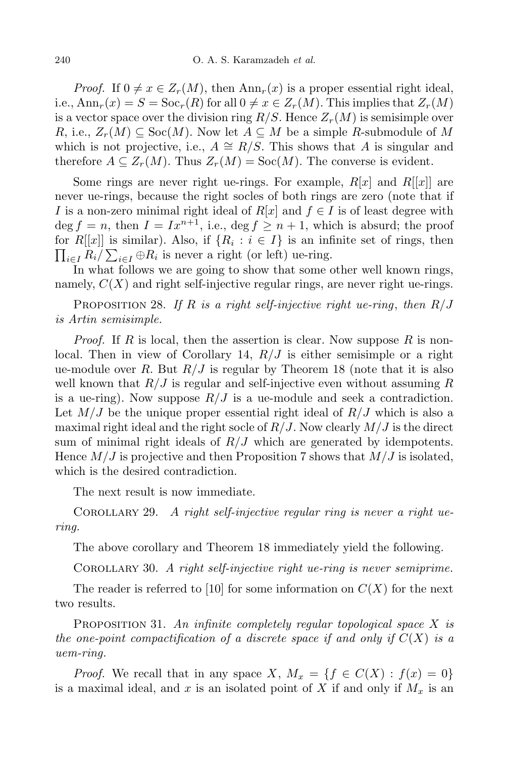*Proof.* If $0 \neq x \in Z_r(M)$, then $\mathrm{Ann}_r(x)$ is a proper essential right ideal, i.e., $\mathrm{Ann}_r(x) = S = \mathrm{Soc}_r(R)$ for all $0 \neq x \in Z_r(M)$. This implies that $Z_r(M)$ is a vector space over the division ring $R/S$. Hence $Z_r(M)$ is semisimple over $R$, i.e., $Z_r(M) \subseteq \mathrm{Soc}(M)$. Now let $A \subseteq M$ be a simple $R$-submodule of $M$ which is not projective, i.e., $A \cong R/S$. This shows that $A$ is singular and therefore $A \subseteq Z_r(M)$. Thus $Z_r(M) = \mathrm{Soc}(M)$. The converse is evident.

Some rings are never right ue-rings. For example, $R[x]$ and $R[[x]]$ are never ue-rings, because the right socles of both rings are zero (note that if $I$ is a non-zero minimal right ideal of $R[x]$ and $f \in I$ is of least degree with $\deg f = n$, then $I = Ix^{n+1}$, i.e., $\deg f \geq n+1$, which is absurd; the proof for $R[[x]]$ is similar). Also, if $\{R_i : i \in I\}$ is an infinite set of rings, then $\prod_{i\in I} R_i / \sum_{i \in I} \oplus R_i$ is never a right (or left) ue-ring.

In what follows we are going to show that some other well known rings, namely, $C(X)$ and right self-injective regular rings, are never right ue-rings.

Proposition 28. *If $R$ is a right self-injective right ue-ring, then $R/J$ is Artin semisimple.*

*Proof.* If $R$ is local, then the assertion is clear. Now suppose $R$ is non-local. Then in view of Corollary 14, $R/J$ is either semisimple or a right ue-module over $R$. But $R/J$ is regular by Theorem 18 (note that it is also well known that $R/J$ is regular and self-injective even without assuming $R$ is a ue-ring). Now suppose $R/J$ is a ue-module and seek a contradiction. Let $M/J$ be the unique proper essential right ideal of $R/J$ which is also a maximal right ideal and the right socle of $R/J$. Now clearly $M/J$ is the direct sum of minimal right ideals of $R/J$ which are generated by idempotents. Hence $M/J$ is projective and then Proposition 7 shows that $M/J$ is isolated, which is the desired contradiction.

The next result is now immediate.

Corollary 29. *A right self-injective regular ring is never a right ue-ring.*

The above corollary and Theorem 18 immediately yield the following.

Corollary 30. *A right self-injective right ue-ring is never semiprime.*

The reader is referred to [10] for some information on $C(X)$ for the next two results.

Proposition 31. *An infinite completely regular topological space $X$ is the one-point compactification of a discrete space if and only if $C(X)$ is a uem-ring.*

*Proof.* We recall that in any space $X$, $M_x = \{f \in C(X) : f(x) = 0\}$ is a maximal ideal, and $x$ is an isolated point of $X$ if and only if $M_x$ is an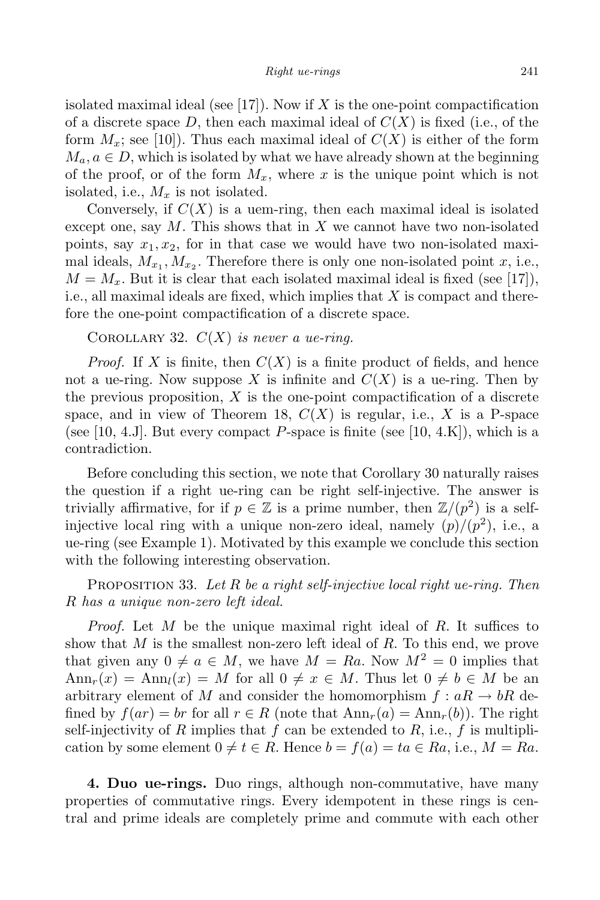isolated maximal ideal (see [17]). Now if $X$ is the one-point compactification of a discrete space $D$, then each maximal ideal of $C(X)$ is fixed (i.e., of the form $M_x$; see [10]). Thus each maximal ideal of $C(X)$ is either of the form $M_a, a \in D$, which is isolated by what we have already shown at the beginning of the proof, or of the form $M_x$, where $x$ is the unique point which is not isolated, i.e., $M_x$ is not isolated.

Conversely, if $C(X)$ is a uem-ring, then each maximal ideal is isolated except one, say $M$. This shows that in $X$ we cannot have two non-isolated points, say $x_1, x_2$, for in that case we would have two non-isolated maximal ideals, $M_{x_1}, M_{x_2}$. Therefore there is only one non-isolated point $x$, i.e., $M = M_x$. But it is clear that each isolated maximal ideal is fixed (see [17]), i.e., all maximal ideals are fixed, which implies that $X$ is compact and therefore the one-point compactification of a discrete space.

Corollary 32. *$C(X)$ is never a ue-ring.*

*Proof.* If $X$ is finite, then $C(X)$ is a finite product of fields, and hence not a ue-ring. Now suppose $X$ is infinite and $C(X)$ is a ue-ring. Then by the previous proposition, $X$ is the one-point compactification of a discrete space, and in view of Theorem 18, $C(X)$ is regular, i.e., $X$ is a P-space (see [10, 4.J]. But every compact $P$-space is finite (see [10, 4.K]), which is a contradiction.

Before concluding this section, we note that Corollary 30 naturally raises the question if a right ue-ring can be right self-injective. The answer is trivially affirmative, for if $p \in \mathbb{Z}$ is a prime number, then $\mathbb{Z}/(p^2)$ is a self-injective local ring with a unique non-zero ideal, namely $(p)/(p^2)$, i.e., a ue-ring (see Example 1). Motivated by this example we conclude this section with the following interesting observation.

Proposition 33. *Let $R$ be a right self-injective local right ue-ring. Then $R$ has a unique non-zero left ideal.*

*Proof.* Let $M$ be the unique maximal right ideal of $R$. It suffices to show that $M$ is the smallest non-zero left ideal of $R$. To this end, we prove that given any $0 \neq a \in M$, we have $M = Ra$. Now $M^2 = 0$ implies that $\mathrm{Ann}_r(x) = \mathrm{Ann}_l(x) = M$ for all $0 \neq x \in M$. Thus let $0 \neq b \in M$ be an arbitrary element of $M$ and consider the homomorphism $f : aR \to bR$ defined by $f(ar) = br$ for all $r \in R$ (note that $\mathrm{Ann}_r(a) = \mathrm{Ann}_r(b)$). The right self-injectivity of $R$ implies that $f$ can be extended to $R$, i.e., $f$ is multiplication by some element $0 \neq t \in R$. Hence $b = f(a) = ta \in Ra$, i.e., $M = Ra$.

**4. Duo ue-rings.** Duo rings, although non-commutative, have many properties of commutative rings. Every idempotent in these rings is central and prime ideals are completely prime and commute with each other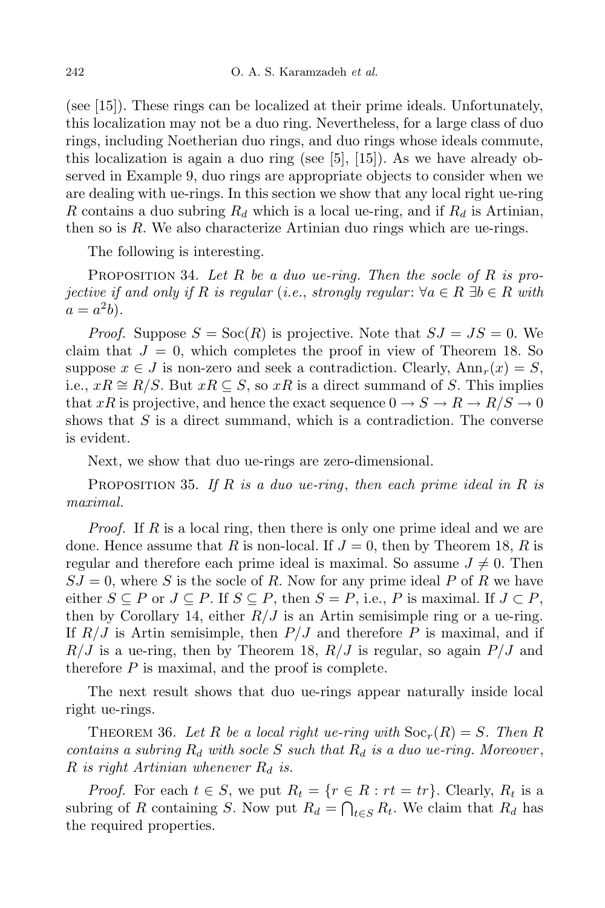(see [15]). These rings can be localized at their prime ideals. Unfortunately, this localization may not be a duo ring. Nevertheless, for a large class of duo rings, including Noetherian duo rings, and duo rings whose ideals commute, this localization is again a duo ring (see [5], [15]). As we have already observed in Example 9, duo rings are appropriate objects to consider when we are dealing with ue-rings. In this section we show that any local right ue-ring $R$ contains a duo subring $R_d$ which is a local ue-ring, and if $R_d$ is Artinian, then so is $R$. We also characterize Artinian duo rings which are ue-rings.

The following is interesting.

Proposition 34. *Let $R$ be a duo ue-ring. Then the socle of $R$ is projective if and only if $R$ is regular* (*i.e., strongly regular*: $\forall a \in R\ \exists b \in R$ *with* $a = a^2b$).

*Proof.* Suppose $S = \mathrm{Soc}(R)$ is projective. Note that $SJ = JS = 0$. We claim that $J = 0$, which completes the proof in view of Theorem 18. So suppose $x \in J$ is non-zero and seek a contradiction. Clearly, $\mathrm{Ann}_r(x) = S$, i.e., $xR \cong R/S$. But $xR \subseteq S$, so $xR$ is a direct summand of $S$. This implies that $xR$ is projective, and hence the exact sequence $0 \to S \to R \to R/S \to 0$ shows that $S$ is a direct summand, which is a contradiction. The converse is evident.

Next, we show that duo ue-rings are zero-dimensional.

Proposition 35. *If $R$ is a duo ue-ring*, *then each prime ideal in $R$ is maximal.*

*Proof.* If $R$ is a local ring, then there is only one prime ideal and we are done. Hence assume that $R$ is non-local. If $J = 0$, then by Theorem 18, $R$ is regular and therefore each prime ideal is maximal. So assume $J \neq 0$. Then $SJ = 0$, where $S$ is the socle of $R$. Now for any prime ideal $P$ of $R$ we have either $S \subseteq P$ or $J \subseteq P$. If $S \subseteq P$, then $S = P$, i.e., $P$ is maximal. If $J \subset P$, then by Corollary 14, either $R/J$ is an Artin semisimple ring or a ue-ring. If $R/J$ is Artin semisimple, then $P/J$ and therefore $P$ is maximal, and if $R/J$ is a ue-ring, then by Theorem 18, $R/J$ is regular, so again $P/J$ and therefore $P$ is maximal, and the proof is complete.

The next result shows that duo ue-rings appear naturally inside local right ue-rings.

Theorem 36. *Let $R$ be a local right ue-ring with $\mathrm{Soc}_r(R) = S$. Then $R$ contains a subring $R_d$ with socle $S$ such that $R_d$ is a duo ue-ring. Moreover*, *$R$ is right Artinian whenever $R_d$ is.*

*Proof.* For each $t \in S$, we put $R_t = \{r \in R : rt = tr\}$. Clearly, $R_t$ is a subring of $R$ containing $S$. Now put $R_d = \bigcap_{t\in S} R_t$. We claim that $R_d$ has the required properties.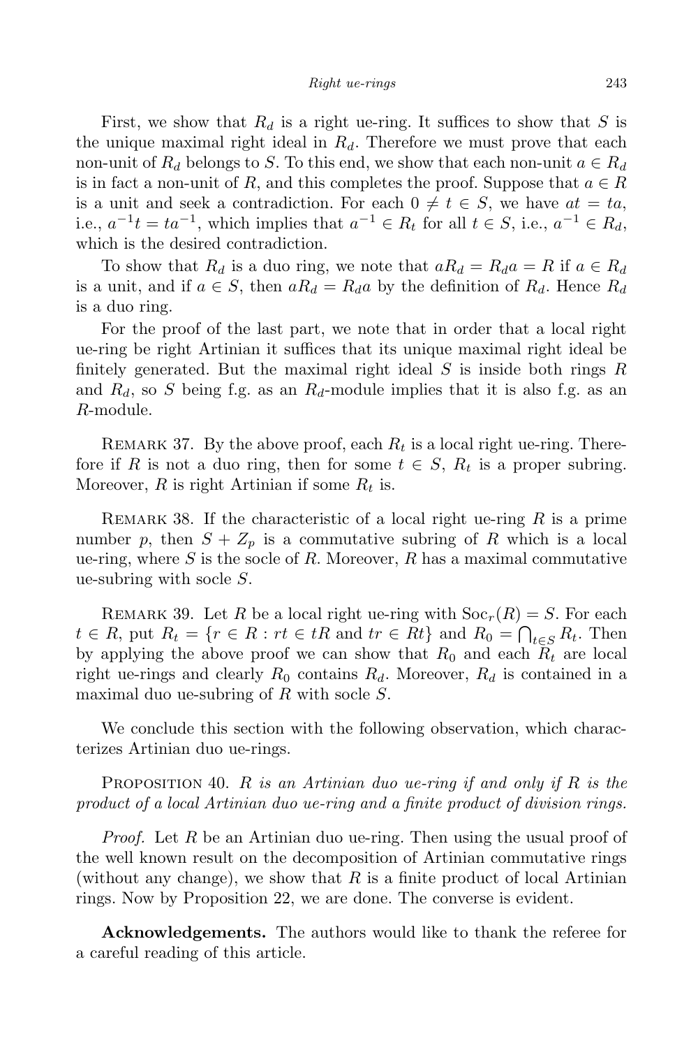First, we show that $R_d$ is a right ue-ring. It suffices to show that $S$ is the unique maximal right ideal in $R_d$. Therefore we must prove that each non-unit of $R_d$ belongs to $S$. To this end, we show that each non-unit $a \in R_d$ is in fact a non-unit of $R$, and this completes the proof. Suppose that $a \in R$ is a unit and seek a contradiction. For each $0 \neq t \in S$, we have $at = ta$, i.e., $a^{-1}t = ta^{-1}$, which implies that $a^{-1} \in R_t$ for all $t \in S$, i.e., $a^{-1} \in R_d$, which is the desired contradiction.

To show that $R_d$ is a duo ring, we note that $aR_d = R_d a = R$ if $a \in R_d$ is a unit, and if $a \in S$, then $aR_d = R_d a$ by the definition of $R_d$. Hence $R_d$ is a duo ring.

For the proof of the last part, we note that in order that a local right ue-ring be right Artinian it suffices that its unique maximal right ideal be finitely generated. But the maximal right ideal $S$ is inside both rings $R$ and $R_d$, so $S$ being f.g. as an $R_d$-module implies that it is also f.g. as an $R$-module.

Remark 37. By the above proof, each $R_t$ is a local right ue-ring. Therefore if $R$ is not a duo ring, then for some $t \in S$, $R_t$ is a proper subring. Moreover, $R$ is right Artinian if some $R_t$ is.

Remark 38. If the characteristic of a local right ue-ring $R$ is a prime number $p$, then $S + Z_p$ is a commutative subring of $R$ which is a local ue-ring, where $S$ is the socle of $R$. Moreover, $R$ has a maximal commutative ue-subring with socle $S$.

Remark 39. Let $R$ be a local right ue-ring with $\mathrm{Soc}_r(R) = S$. For each $t \in R$, put $R_t = \{r \in R : rt \in tR \text{ and } tr \in Rt\}$ and $R_0 = \bigcap_{t \in S} R_t$. Then by applying the above proof we can show that $R_0$ and each $R_t$ are local right ue-rings and clearly $R_0$ contains $R_d$. Moreover, $R_d$ is contained in a maximal duo ue-subring of $R$ with socle $S$.

We conclude this section with the following observation, which characterizes Artinian duo ue-rings.

Proposition 40. *$R$ is an Artinian duo ue-ring if and only if $R$ is the product of a local Artinian duo ue-ring and a finite product of division rings.*

*Proof.* Let $R$ be an Artinian duo ue-ring. Then using the usual proof of the well known result on the decomposition of Artinian commutative rings (without any change), we show that $R$ is a finite product of local Artinian rings. Now by Proposition 22, we are done. The converse is evident.

**Acknowledgements.** The authors would like to thank the referee for a careful reading of this article.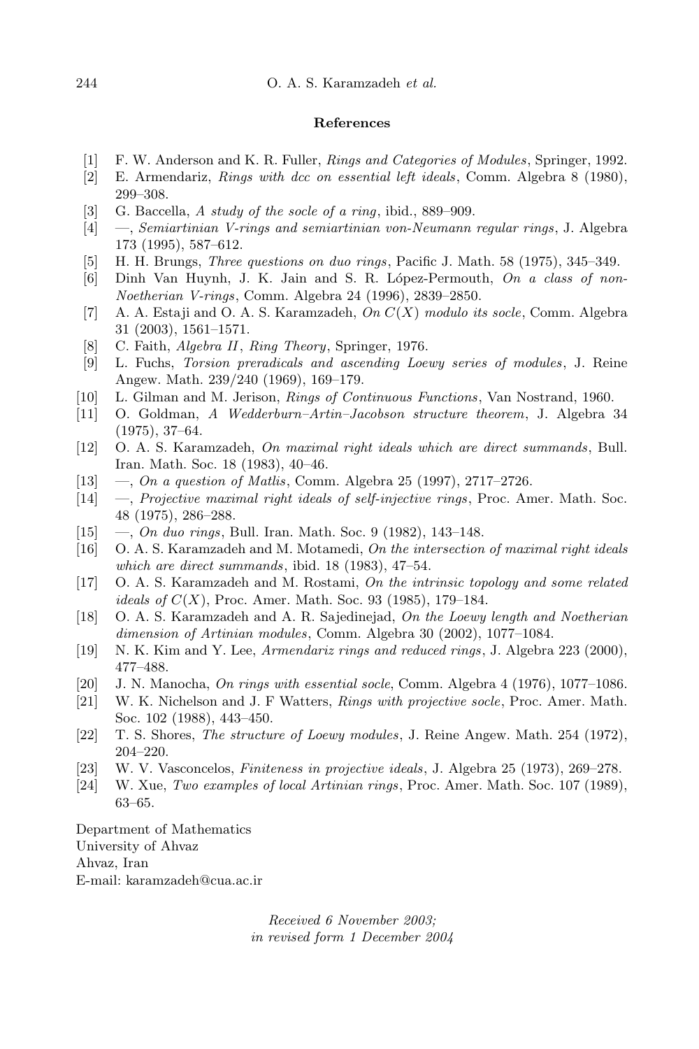## References

[1] F. W. Anderson and K. R. Fuller, *Rings and Categories of Modules*, Springer, 1992.

[2] E. Armendariz, *Rings with dcc on essential left ideals*, Comm. Algebra 8 (1980), 299–308.

[3] G. Baccella, *A study of the socle of a ring*, ibid., 889–909.

[4] —, *Semiartinian V-rings and semiartinian von-Neumann regular rings*, J. Algebra 173 (1995), 587–612.

[5] H. H. Brungs, *Three questions on duo rings*, Pacific J. Math. 58 (1975), 345–349.

[6] Dinh Van Huynh, J. K. Jain and S. R. López-Permouth, *On a class of non-Noetherian V-rings*, Comm. Algebra 24 (1996), 2839–2850.

[7] A. A. Estaji and O. A. S. Karamzadeh, *On $C(X)$ modulo its socle*, Comm. Algebra 31 (2003), 1561–1571.

[8] C. Faith, *Algebra II*, *Ring Theory*, Springer, 1976.

[9] L. Fuchs, *Torsion preradicals and ascending Loewy series of modules*, J. Reine Angew. Math. 239/240 (1969), 169–179.

[10] L. Gilman and M. Jerison, *Rings of Continuous Functions*, Van Nostrand, 1960.

[11] O. Goldman, *A Wedderburn–Artin–Jacobson structure theorem*, J. Algebra 34 (1975), 37–64.

[12] O. A. S. Karamzadeh, *On maximal right ideals which are direct summands*, Bull. Iran. Math. Soc. 18 (1983), 40–46.

[13] —, *On a question of Matlis*, Comm. Algebra 25 (1997), 2717–2726.

[14] —, *Projective maximal right ideals of self-injective rings*, Proc. Amer. Math. Soc. 48 (1975), 286–288.

[15] —, *On duo rings*, Bull. Iran. Math. Soc. 9 (1982), 143–148.

[16] O. A. S. Karamzadeh and M. Motamedi, *On the intersection of maximal right ideals which are direct summands*, ibid. 18 (1983), 47–54.

[17] O. A. S. Karamzadeh and M. Rostami, *On the intrinsic topology and some related ideals of $C(X)$*, Proc. Amer. Math. Soc. 93 (1985), 179–184.

[18] O. A. S. Karamzadeh and A. R. Sajedinejad, *On the Loewy length and Noetherian dimension of Artinian modules*, Comm. Algebra 30 (2002), 1077–1084.

[19] N. K. Kim and Y. Lee, *Armendariz rings and reduced rings*, J. Algebra 223 (2000), 477–488.

[20] J. N. Manocha, *On rings with essential socle*, Comm. Algebra 4 (1976), 1077–1086.

[21] W. K. Nichelson and J. F Watters, *Rings with projective socle*, Proc. Amer. Math. Soc. 102 (1988), 443–450.

[22] T. S. Shores, *The structure of Loewy modules*, J. Reine Angew. Math. 254 (1972), 204–220.

[23] W. V. Vasconcelos, *Finiteness in projective ideals*, J. Algebra 25 (1973), 269–278.

[24] W. Xue, *Two examples of local Artinian rings*, Proc. Amer. Math. Soc. 107 (1989), 63–65.

Department of Mathematics
University of Ahvaz
Ahvaz, Iran
E-mail: karamzadeh@cua.ac.ir

*Received 6 November 2003;*
*in revised form 1 December 2004*